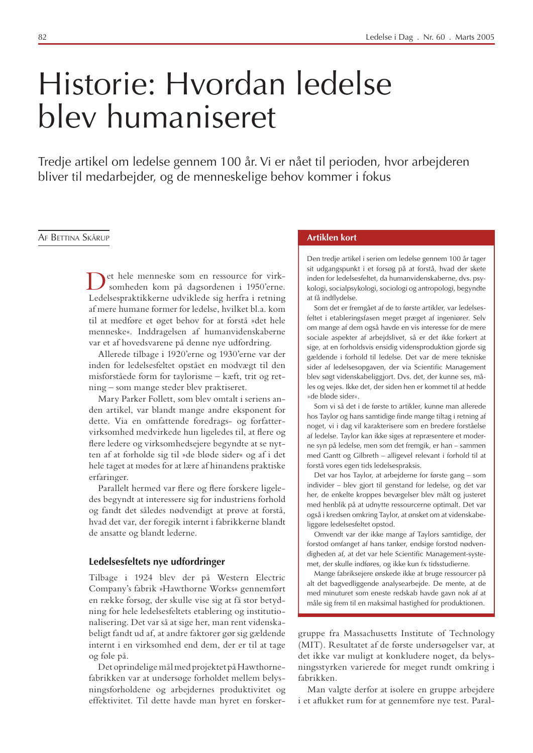# Historie: Hvordan ledelse blev humaniseret

Tredje artikel om ledelse gennem 100 år. Vi er nået til perioden, hvor arbejderen bliver til medarbejder, og de menneskelige behov kommer i fokus

AF BETTINA SKÅRUP

Det hele menneske som en ressource for virksomheden kom på dagsordenen i 1950'erne. Ledelsespraktikkerne udviklede sig herfra i retning af mere humane former for ledelse, hvilket bl.a. kom til at medføre et øget behov for at forstå »det hele menneske«. Inddragelsen af humanvidenskaberne var et af hovedsvarene på denne nye udfordring.

Allerede tilbage i 1920'erne og 1930'erne var der inden for ledelsesfeltet opstået en modvægt til den misforståede form for taylorisme – kæft, trit og retning – som mange steder blev praktiseret.

Mary Parker Follett, som blev omtalt i seriens anden artikel, var blandt mange andre eksponent for dette. Via en omfattende foredrags- og forfattervirksomhed medvirkede hun ligeledes til, at flere og flere ledere og virksomhedsejere begyndte at se nytten af at forholde sig til »de bløde sider« og af i det hele taget at mødes for at lære af hinandens praktiske erfaringer.

Parallelt hermed var flere og flere forskere ligeledes begyndt at interessere sig for industriens forhold og fandt det således nødvendigt at prøve at forstå, hvad det var, der foregik internt i fabrikkerne blandt de ansatte og blandt lederne.

## Ledelsesfeltets nye udfordringer

Tilbage i 1924 blev der på Western Electric Company's fabrik »Hawthorne Works« gennemført en række forsøg, der skulle vise sig at få stor betydning for hele ledelsesfeltets etablering og institutionalisering. Det var så at sige her, man rent videnskabeligt fandt ud af, at andre faktorer gør sig gældende internt i en virksomhed end dem, der er til at tage og føle på.

Det oprindelige mål med projektet på Hawthorne-fabrikken var at undersøge forholdet mellem belysningsforholdene og arbejdernes produktivitet og effektivitet. Til dette havde man hyret en forskergruppe fra Massachusetts Institute of Technology (MIT). Resultatet af de første undersøgelser var, at det ikke var muligt at konkludere noget, da belysningsstyrken varierede for meget rundt omkring i fabrikken.

Man valgte derfor at isolere en gruppe arbejdere i et aflukket rum for at gennemføre nye test. Paral-

## Artiklen kort

Den tredje artikel i serien om ledelse gennem 100 år tager sit udgangspunkt i et forsøg på at forstå, hvad der skete inden for ledelsesfeltet, da humanvidenskaberne, dvs. psykologi, socialpsykologi, sociologi og antropologi, begyndte at få indflydelse.

Som det er fremgået af de to første artikler, var ledelsesfeltet i etableringsfasen meget præget af ingeniører. Selv om mange af dem også havde en vis interesse for de mere sociale aspekter af arbejdslivet, så er det ikke forkert at sige, at en forholdsvis ensidig vidensproduktion gjorde sig gældende i forhold til ledelse. Det var de mere tekniske sider af ledelsesopgaven, der via Scientific Management blev søgt videnskabeliggjort. Dvs. det, der kunne ses, måles og vejes. Ikke det, der siden hen er kommet til at hedde »de bløde sider«.

Som vi så det i de første to artikler, kunne man allerede hos Taylor og hans samtidige finde mange tiltag i retning af noget, vi i dag vil karakterisere som en bredere forståelse af ledelse. Taylor kan ikke siges at repræsentere et moderne syn på ledelse, men som det fremgik, er han – sammen med Gantt og Gilbreth – alligevel relevant i forhold til at forstå vores egen tids ledelsespraksis.

Det var hos Taylor, at arbejderne for første gang – som individer – blev gjort til genstand for ledelse, og det var her, de enkelte kroppes bevægelser blev målt og justeret med henblik på at udnytte ressourcerne optimalt. Det var også i kredsen omkring Taylor, at ønsket om at videnskabeliggøre ledelsesfeltet opstod.

Omvendt var der ikke mange af Taylors samtidige, der forstod omfanget af hans tanker, endsige forstod nødvendigheden af, at det var hele Scientific Management-systemet, der skulle indføres, og ikke kun fx tidsstudierne.

Mange fabriksejere ønskede ikke at bruge ressourcer på alt det bagvedliggende analysearbejde. De mente, at de med minuturet som eneste redskab havde gavn nok af at måle sig frem til en maksimal hastighed for produktionen.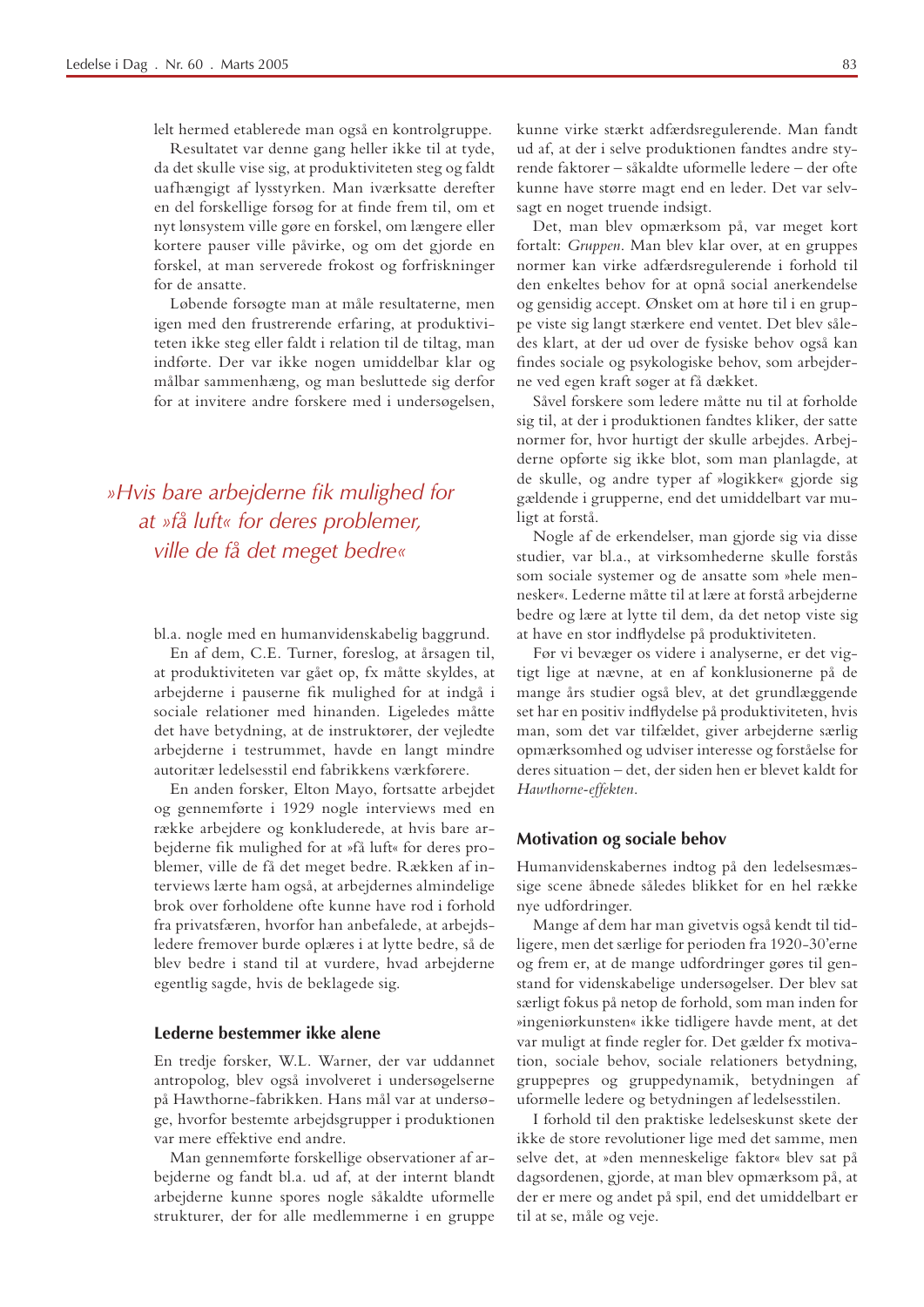lelt hermed etablerede man også en kontrolgruppe.

Resultatet var denne gang heller ikke til at tyde, da det skulle vise sig, at produktiviteten steg og faldt uafhængigt af lysstyrken. Man iværksatte derefter en del forskellige forsøg for at finde frem til, om et nyt lønsystem ville gøre en forskel, om længere eller kortere pauser ville påvirke, og om det gjorde en forskel, at man serverede frokost og forfriskninger for de ansatte.

Løbende forsøgte man at måle resultaterne, men igen med den frustrerende erfaring, at produktiviteten ikke steg eller faldt i relation til de tiltag, man indførte. Der var ikke nogen umiddelbar klar og målbar sammenhæng, og man besluttede sig derfor for at invitere andre forskere med i undersøgelsen, bl.a. nogle med en humanvidenskabelig baggrund.

*»Hvis bare arbejderne fik mulighed for at »få luft« for deres problemer, ville de få det meget bedre«*

En af dem, C.E. Turner, foreslog, at årsagen til, at produktiviteten var gået op, fx måtte skyldes, at arbejderne i pauserne fik mulighed for at indgå i sociale relationer med hinanden. Ligeledes måtte det have betydning, at de instruktører, der vejledte arbejderne i testrummet, havde en langt mindre autoritær ledelsesstil end fabrikkens værkførere.

En anden forsker, Elton Mayo, fortsatte arbejdet og gennemførte i 1929 nogle interviews med en række arbejdere og konkluderede, at hvis bare arbejderne fik mulighed for at »få luft« for deres problemer, ville de få det meget bedre. Rækken af interviews lærte ham også, at arbejdernes almindelige brok over forholdene ofte kunne have rod i forhold fra privatsfæren, hvorfor han anbefalede, at arbejdsledere fremover burde oplæres i at lytte bedre, så de blev bedre i stand til at vurdere, hvad arbejderne egentlig sagde, hvis de beklagede sig.

### Lederne bestemmer ikke alene

En tredje forsker, W.L. Warner, der var uddannet antropolog, blev også involveret i undersøgelserne på Hawthorne-fabrikken. Hans mål var at undersøge, hvorfor bestemte arbejdsgrupper i produktionen var mere effektive end andre.

Man gennemførte forskellige observationer af arbejderne og fandt bl.a. ud af, at der internt blandt arbejderne kunne spores nogle såkaldte uformelle strukturer, der for alle medlemmerne i en gruppe kunne virke stærkt adfærdsregulerende. Man fandt ud af, at der i selve produktionen fandtes andre styrende faktorer – såkaldte uformelle ledere – der ofte kunne have større magt end en leder. Det var selvsagt en noget truende indsigt.

Det, man blev opmærksom på, var meget kort fortalt: *Gruppen*. Man blev klar over, at en gruppes normer kan virke adfærdsregulerende i forhold til den enkeltes behov for at opnå social anerkendelse og gensidig accept. Ønsket om at høre til i en gruppe viste sig langt stærkere end ventet. Det blev således klart, at der ud over de fysiske behov også kan findes sociale og psykologiske behov, som arbejderne ved egen kraft søger at få dækket.

Såvel forskere som ledere måtte nu til at forholde sig til, at der i produktionen fandtes kliker, der satte normer for, hvor hurtigt der skulle arbejdes. Arbejderne opførte sig ikke blot, som man planlagde, at de skulle, og andre typer af »logikker« gjorde sig gældende i grupperne, end det umiddelbart var muligt at forstå.

Nogle af de erkendelser, man gjorde sig via disse studier, var bl.a., at virksomhederne skulle forstås som sociale systemer og de ansatte som »hele mennesker«. Lederne måtte til at lære at forstå arbejderne bedre og lære at lytte til dem, da det netop viste sig at have en stor indflydelse på produktiviteten.

Før vi bevæger os videre i analyserne, er det vigtigt lige at nævne, at en af konklusionerne på de mange års studier også blev, at det grundlæggende set har en positiv indflydelse på produktiviteten, hvis man, som det var tilfældet, giver arbejderne særlig opmærksomhed og udviser interesse og forståelse for deres situation – det, der siden hen er blevet kaldt for *Hawthorne-effekten*.

### Motivation og sociale behov

Humanvidenskabernes indtog på den ledelsesmæssige scene åbnede således blikket for en hel række nye udfordringer.

Mange af dem har man givetvis også kendt til tidligere, men det særlige for perioden fra 1920-30'erne og frem er, at de mange udfordringer gøres til genstand for videnskabelige undersøgelser. Der blev sat særligt fokus på netop de forhold, som man inden for »ingeniørkunsten« ikke tidligere havde ment, at det var muligt at finde regler for. Det gælder fx motivation, sociale behov, sociale relationers betydning, gruppepres og gruppedynamik, betydningen af uformelle ledere og betydningen af ledelsesstilen.

I forhold til den praktiske ledelseskunst skete der ikke de store revolutioner lige med det samme, men selve det, at »den menneskelige faktor« blev sat på dagsordenen, gjorde, at man blev opmærksom på, at der er mere og andet på spil, end det umiddelbart er til at se, måle og veje.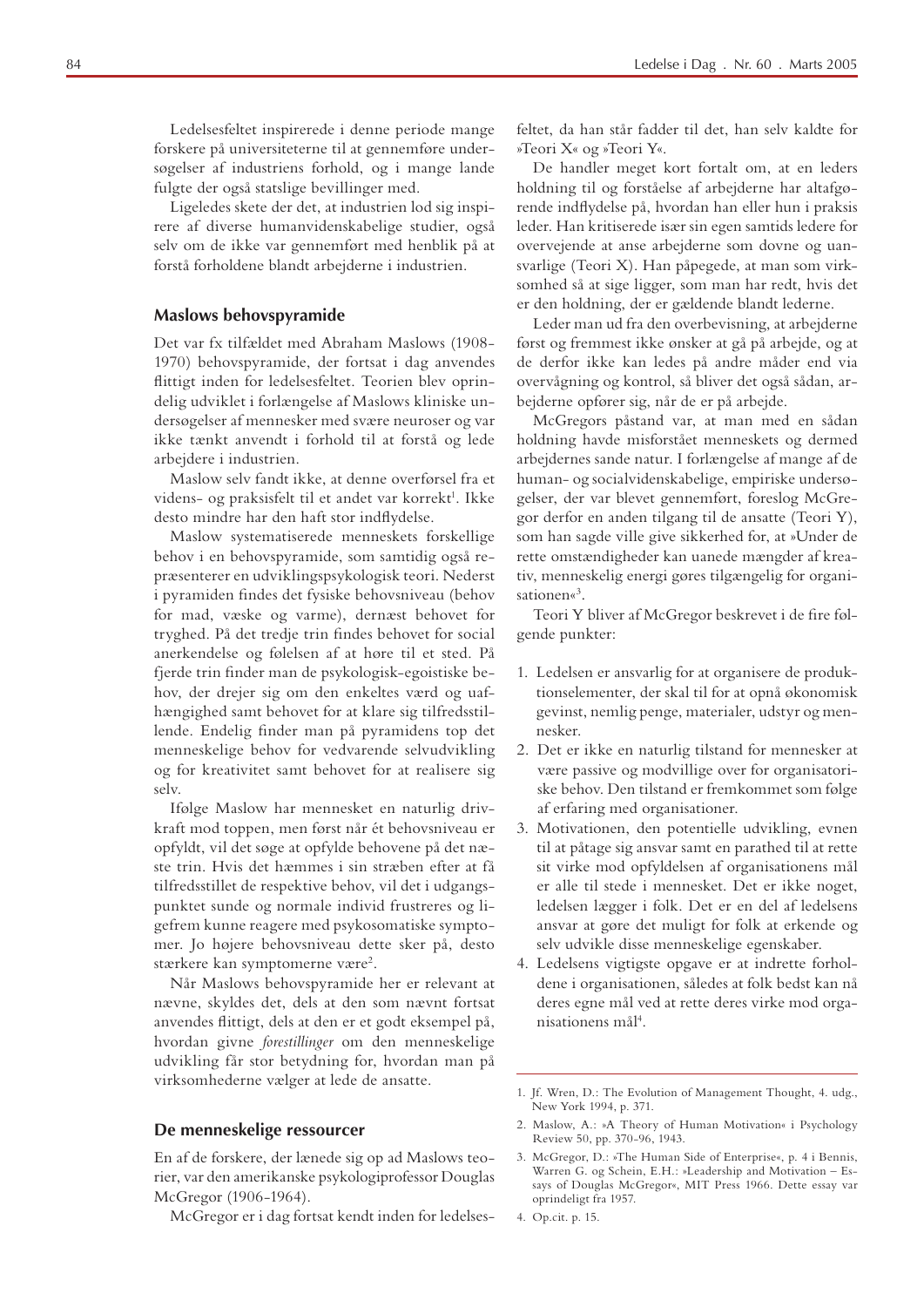Ledelsesfeltet inspirerede i denne periode mange forskere på universiteterne til at gennemføre undersøgelser af industriens forhold, og i mange lande fulgte der også statslige bevillinger med.

Ligeledes skete der det, at industrien lod sig inspirere af diverse humanvidenskabelige studier, også selv om de ikke var gennemført med henblik på at forstå forholdene blandt arbejderne i industrien.

### Maslows behovspyramide

Det var fx tilfældet med Abraham Maslows (1908-1970) behovspyramide, der fortsat i dag anvendes flittigt inden for ledelsesfeltet. Teorien blev oprindelig udviklet i forlængelse af Maslows kliniske undersøgelser af mennesker med svære neuroser og var ikke tænkt anvendt i forhold til at forstå og lede arbejdere i industrien.

Maslow selv fandt ikke, at denne overførsel fra et videns- og praksisfelt til et andet var korrekt[1]. Ikke desto mindre har den haft stor indflydelse.

Maslow systematiserede menneskets forskellige behov i en behovspyramide, som samtidig også repræsenterer en udviklingspsykologisk teori. Nederst i pyramiden findes det fysiske behovsniveau (behov for mad, væske og varme), dernæst behovet for tryghed. På det tredje trin findes behovet for social anerkendelse og følelsen af at høre til et sted. På fjerde trin finder man de psykologisk-egoistiske behov, der drejer sig om den enkeltes værd og uafhængighed samt behovet for at klare sig tilfredsstillende. Endelig finder man på pyramidens top det menneskelige behov for vedvarende selvudvikling og for kreativitet samt behovet for at realisere sig selv.

Ifølge Maslow har mennesket en naturlig drivkraft mod toppen, men først når ét behovsniveau er opfyldt, vil det søge at opfylde behovene på det næste trin. Hvis det hæmmes i sin stræben efter at få tilfredsstillet de respektive behov, vil det i udgangspunktet sunde og normale individ frustreres og ligefrem kunne reagere med psykosomatiske symptomer. Jo højere behovsniveau dette sker på, desto stærkere kan symptomerne være[2].

Når Maslows behovspyramide her er relevant at nævne, skyldes det, dels at den som nævnt fortsat anvendes flittigt, dels at den er et godt eksempel på, hvordan givne *forestillinger* om den menneskelige udvikling får stor betydning for, hvordan man på virksomhederne vælger at lede de ansatte.

### De menneskelige ressourcer

En af de forskere, der lænede sig op ad Maslows teorier, var den amerikanske psykologiprofessor Douglas McGregor (1906-1964).

McGregor er i dag fortsat kendt inden for ledelsesfeltet, da han står fadder til det, han selv kaldte for »Teori X« og »Teori Y«.

De handler meget kort fortalt om, at en leders holdning til og forståelse af arbejderne har altafgørende indflydelse på, hvordan han eller hun i praksis leder. Han kritiserede især sin egen samtids ledere for overvejende at anse arbejderne som dovne og uansvarlige (Teori X). Han påpegede, at man som virksomhed så at sige ligger, som man har redt, hvis det er den holdning, der er gældende blandt lederne.

Leder man ud fra den overbevisning, at arbejderne først og fremmest ikke ønsker at gå på arbejde, og at de derfor ikke kan ledes på andre måder end via overvågning og kontrol, så bliver det også sådan, arbejderne opfører sig, når de er på arbejde.

McGregors påstand var, at man med en sådan holdning havde misforstået menneskets og dermed arbejdernes sande natur. I forlængelse af mange af de human- og socialvidenskabelige, empiriske undersøgelser, der var blevet gennemført, foreslog McGregor derfor en anden tilgang til de ansatte (Teori Y), som han sagde ville give sikkerhed for, at »Under de rette omstændigheder kan uanede mængder af kreativ, menneskelig energi gøres tilgængelig for organisationen«[3].

Teori Y bliver af McGregor beskrevet i de fire følgende punkter:

1. Ledelsen er ansvarlig for at organisere de produktionselementer, der skal til for at opnå økonomisk gevinst, nemlig penge, materialer, udstyr og mennesker.
2. Det er ikke en naturlig tilstand for mennesker at være passive og modvillige over for organisatoriske behov. Den tilstand er fremkommet som følge af erfaring med organisationer.
3. Motivationen, den potentielle udvikling, evnen til at påtage sig ansvar samt en parathed til at rette sit virke mod opfyldelsen af organisationens mål er alle til stede i mennesket. Det er ikke noget, ledelsen lægger i folk. Det er en del af ledelsens ansvar at gøre det muligt for folk at erkende og selv udvikle disse menneskelige egenskaber.
4. Ledelsens vigtigste opgave er at indrette forholdene i organisationen, således at folk bedst kan nå deres egne mål ved at rette deres virke mod organisationens mål[4].

---

1. Jf. Wren, D.: The Evolution of Management Thought, 4. udg., New York 1994, p. 371.
2. Maslow, A.: »A Theory of Human Motivation« i Psychology Review 50, pp. 370-96, 1943.
3. McGregor, D.: »The Human Side of Enterprise«, p. 4 i Bennis, Warren G. og Schein, E.H.: »Leadership and Motivation – Essays of Douglas McGregor«, MIT Press 1966. Dette essay var oprindeligt fra 1957.
4. Op.cit. p. 15.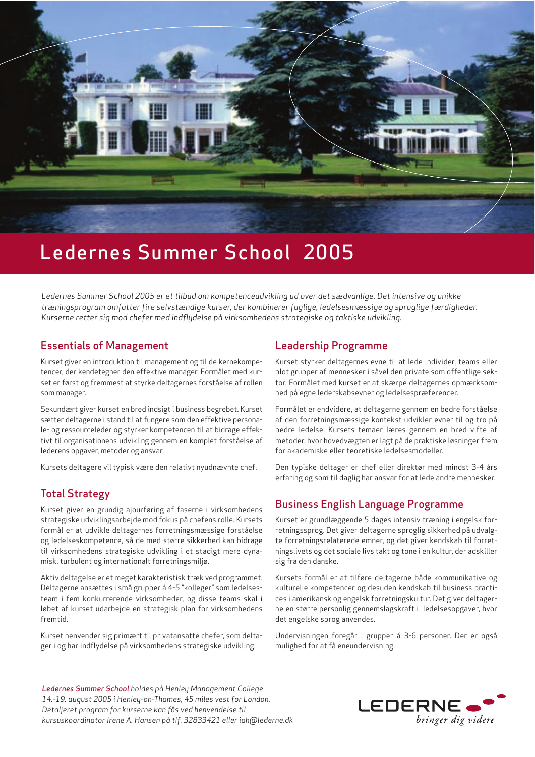# Ledernes Summer School 2005

*Ledernes Summer School 2005 er et tilbud om kompetenceudvikling ud over det sædvanlige. Det intensive og unikke træningsprogram omfatter fire selvstændige kurser, der kombinerer faglige, ledelsesmæssige og sproglige færdigheder. Kurserne retter sig mod chefer med indflydelse på virksomhedens strategiske og taktiske udvikling.*

## Essentials of Management

Kurset giver en introduktion til management og til de kernekompetencer, der kendetegner den effektive manager. Formålet med kurset er først og fremmest at styrke deltagernes forståelse af rollen som manager.

Sekundært giver kurset en bred indsigt i business begrebet. Kurset sætter deltagerne i stand til at fungere som den effektive personale- og ressourceleder og styrker kompetencen til at bidrage effektivt til organisationens udvikling gennem en komplet forståelse af lederens opgaver, metoder og ansvar.

Kursets deltagere vil typisk være den relativt nyudnævnte chef.

## Total Strategy

Kurset giver en grundig ajourføring af faserne i virksomhedens strategiske udviklingsarbejde mod fokus på chefens rolle. Kursets formål er at udvikle deltagernes forretningsmæssige forståelse og ledelseskompetence, så de med større sikkerhed kan bidrage til virksomhedens strategiske udvikling i et stadigt mere dynamisk, turbulent og internationalt forretningsmiljø.

Aktiv deltagelse er et meget karakteristisk træk ved programmet. Deltagerne ansættes i små grupper á 4-5 "kolleger" som ledelsesteam i fem konkurrerende virksomheder, og disse teams skal i løbet af kurset udarbejde en strategisk plan for virksomhedens fremtid.

Kurset henvender sig primært til privatansatte chefer, som deltager i og har indflydelse på virksomhedens strategiske udvikling.

## Leadership Programme

Kurset styrker deltagernes evne til at lede individer, teams eller blot grupper af mennesker i såvel den private som offentlige sektor. Formålet med kurset er at skærpe deltagernes opmærksomhed på egne lederskabsevner og ledelsespræferencer.

Formålet er endvidere, at deltagerne gennem en bedre forståelse af den forretningsmæssige kontekst udvikler evner til og tro på bedre ledelse. Kursets temaer læres gennem en bred vifte af metoder, hvor hovedvægten er lagt på de praktiske løsninger frem for akademiske eller teoretiske ledelsesmodeller.

Den typiske deltager er chef eller direktør med mindst 3-4 års erfaring og som til daglig har ansvar for at lede andre mennesker.

## Business English Language Programme

Kurset er grundlæggende 5 dages intensiv træning i engelsk forretningssprog. Det giver deltagerne sproglig sikkerhed på udvalgte forretningsrelaterede emner, og det giver kendskab til forretningslivets og det sociale livs takt og tone i en kultur, der adskiller sig fra den danske.

Kursets formål er at tilføre deltagerne både kommunikative og kulturelle kompetencer og desuden kendskab til business practices i amerikansk og engelsk forretningskultur. Det giver deltagerne en større personlig gennemslagskraft i ledelsesopgaver, hvor det engelske sprog anvendes.

Undervisningen foregår i grupper á 3-6 personer. Der er også mulighed for at få eneundervisning.

***Ledernes Summer School** holdes på Henley Management College 14.-19. august 2005 i Henley-on-Thames, 45 miles vest for London. Detaljeret program for kurserne kan fås ved henvendelse til kursuskoordinator Irene A. Hansen på tlf. 32833421 eller iah@lederne.dk*

LEDERNE – bringer dig videre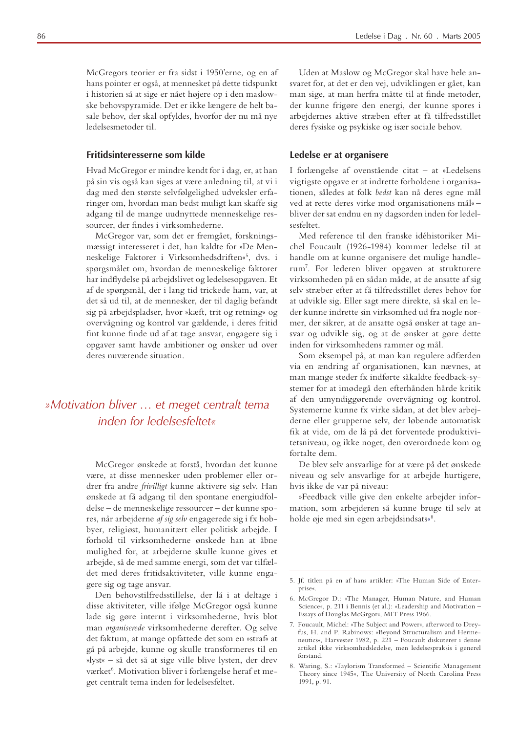McGregors teorier er fra sidst i 1950'erne, og en af hans pointer er også, at mennesket på dette tidspunkt i historien så at sige er nået højere op i den maslowske behovspyramide. Det er ikke længere de helt basale behov, der skal opfyldes, hvorfor der nu må nye ledelsesmetoder til.

### Fritidsinteresserne som kilde

Hvad McGregor er mindre kendt for i dag, er, at han på sin vis også kan siges at være anledning til, at vi i dag med den største selvfølgelighed udveksler erfaringer om, hvordan man bedst muligt kan skaffe sig adgang til de mange uudnyttede menneskelige ressourcer, der findes i virksomhederne.

McGregor var, som det er fremgået, forskningsmæssigt interesseret i det, han kaldte for »De Menneskelige Faktorer i Virksomhedsdriften«[5], dvs. i spørgsmålet om, hvordan de menneskelige faktorer har indflydelse på arbejdslivet og ledelsesopgaven. Et af de spørgsmål, der i lang tid trickede ham, var, at det så ud til, at de mennesker, der til daglig befandt sig på arbejdspladser, hvor »kæft, trit og retning« og overvågning og kontrol var gældende, i deres fritid fint kunne finde ud af at tage ansvar, engagere sig i opgaver samt havde ambitioner og ønsker ud over deres nuværende situation.

*»Motivation bliver … et meget centralt tema inden for ledelsesfeltet«*

McGregor ønskede at forstå, hvordan det kunne være, at disse mennesker uden problemer eller ordrer fra andre *frivilligt* kunne aktivere sig selv. Han ønskede at få adgang til den spontane energiudfoldelse – de menneskelige ressourcer – der kunne spores, når arbejderne *af sig selv* engagerede sig i fx hobbyer, religiøst, humanitært eller politisk arbejde. I forhold til virksomhederne ønskede han at åbne mulighed for, at arbejderne skulle kunne gives et arbejde, så de med samme energi, som det var tilfældet med deres fritidsaktiviteter, ville kunne engagere sig og tage ansvar.

Den behovstilfredsstillelse, der lå i at deltage i disse aktiviteter, ville ifølge McGregor også kunne lade sig gøre internt i virksomhederne, hvis blot man *organiserede* virksomhederne derefter. Og selve det faktum, at mange opfattede det som en »straf« at gå på arbejde, kunne og skulle transformeres til en »lyst« – så det så at sige ville blive lysten, der drev værket[6]. Motivation bliver i forlængelse heraf et meget centralt tema inden for ledelsesfeltet.

Uden at Maslow og McGregor skal have hele ansvaret for, at det er den vej, udviklingen er gået, kan man sige, at man herfra måtte til at finde metoder, der kunne frigøre den energi, der kunne spores i arbejdernes aktive stræben efter at få tilfredsstillet deres fysiske og psykiske og især sociale behov.

### Ledelse er at organisere

I forlængelse af ovenstående citat – at »Ledelsens vigtigste opgave er at indrette forholdene i organisationen, således at folk *bedst* kan nå deres egne mål ved at rette deres virke mod organisationens mål« – bliver der sat endnu en ny dagsorden inden for ledelsesfeltet.

Med reference til den franske idéhistoriker Michel Foucault (1926-1984) kommer ledelse til at handle om at kunne organisere det mulige handlerum[7]. For lederen bliver opgaven at strukturere virksomheden på en sådan måde, at de ansatte af sig selv stræber efter at få tilfredsstillet deres behov for at udvikle sig. Eller sagt mere direkte, så skal en leder kunne indrette sin virksomhed ud fra nogle normer, der sikrer, at de ansatte også ønsker at tage ansvar og udvikle sig, og at de ønsker at gøre dette inden for virksomhedens rammer og mål.

Som eksempel på, at man kan regulere adfærden via en ændring af organisationen, kan nævnes, at man mange steder fx indførte såkaldte feedback-systemer for at imødegå den efterhånden hårde kritik af den umyndiggørende overvågning og kontrol. Systemerne kunne fx virke sådan, at det blev arbejderne eller grupperne selv, der løbende automatisk fik at vide, om de lå på det forventede produktivitetsniveau, og ikke noget, den overordnede kom og fortalte dem.

De blev selv ansvarlige for at være på det ønskede niveau og selv ansvarlige for at arbejde hurtigere, hvis ikke de var på niveau:

»Feedback ville give den enkelte arbejder information, som arbejderen så kunne bruge til selv at holde øje med sin egen arbejdsindsats«[8].

---

5. Jf. titlen på en af hans artikler: »The Human Side of Enterprise«.
6. McGregor D.: »The Manager, Human Nature, and Human Science«, p. 211 i Bennis (et al.): »Leadership and Motivation – Essays of Douglas McGrgor«, MIT Press 1966.
7. Foucault, Michel: »The Subject and Power«, afterword to Dreyfus, H. and P. Rabinows: »Beyond Structuralism and Hermeneutics«, Harvester 1982, p. 221 – Foucault diskuterer i denne artikel ikke virksomhedsledelse, men ledelsespraksis i generel forstand.
8. Waring, S.: »Taylorism Transformed – Scientific Management Theory since 1945«, The University of North Carolina Press 1991, p. 91.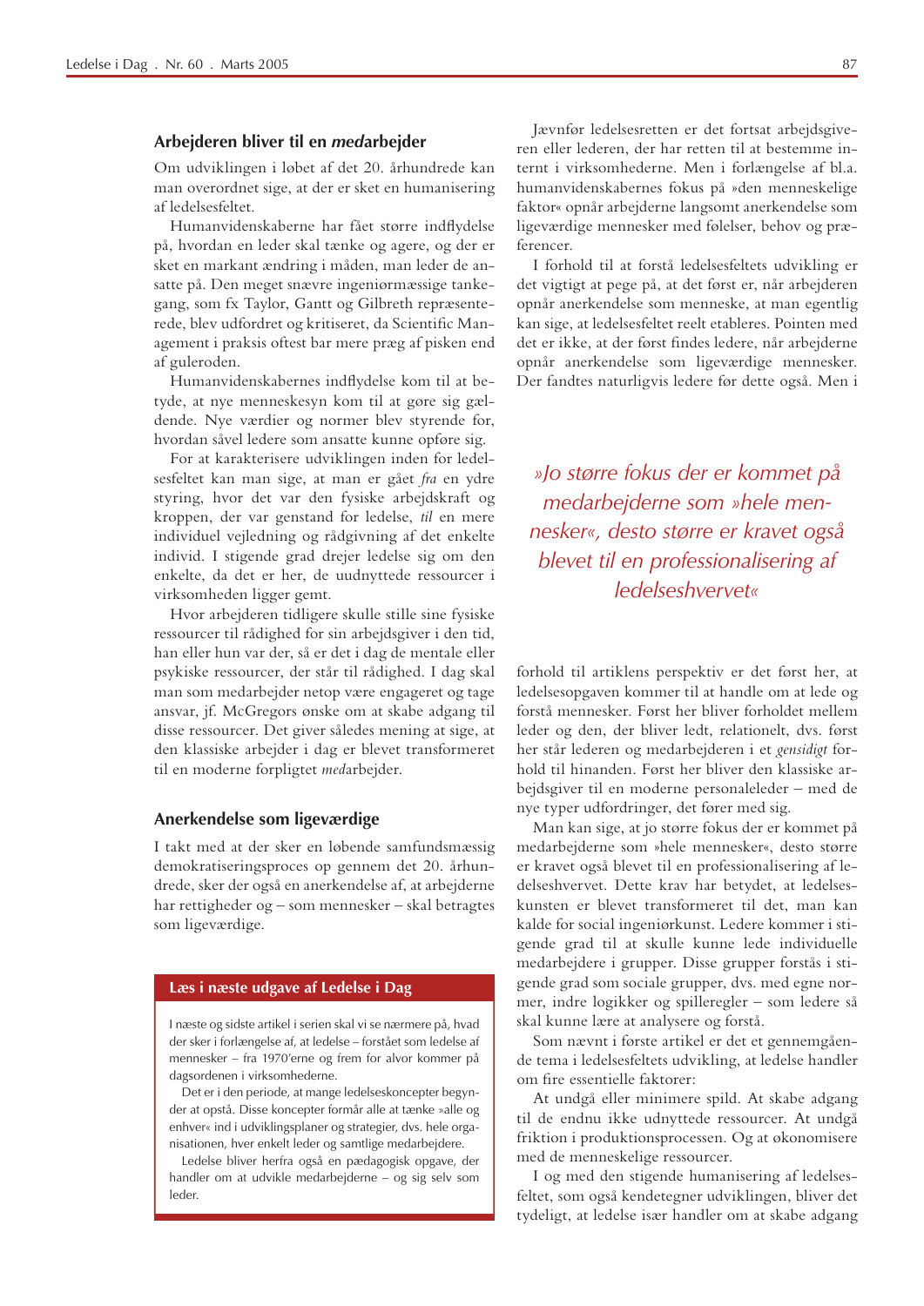### Arbejderen bliver til en *med*arbejder

Om udviklingen i løbet af det 20. århundrede kan man overordnet sige, at der er sket en humanisering af ledelsesfeltet.

Humanvidenskaberne har fået større indflydelse på, hvordan en leder skal tænke og agere, og der er sket en markant ændring i måden, man leder de ansatte på. Den meget snævre ingeniørmæssige tankegang, som fx Taylor, Gantt og Gilbreth repræsenterede, blev udfordret og kritiseret, da Scientific Management i praksis oftest bar mere præg af pisken end af guleroden.

Humanvidenskabernes indflydelse kom til at betyde, at nye menneskesyn kom til at gøre sig gældende. Nye værdier og normer blev styrende for, hvordan såvel ledere som ansatte kunne opføre sig.

For at karakterisere udviklingen inden for ledelsesfeltet kan man sige, at man er gået *fra* en ydre styring, hvor det var den fysiske arbejdskraft og kroppen, der var genstand for ledelse, *til* en mere individuel vejledning og rådgivning af det enkelte individ. I stigende grad drejer ledelse sig om den enkelte, da det er her, de uudnyttede ressourcer i virksomheden ligger gemt.

Hvor arbejderen tidligere skulle stille sine fysiske ressourcer til rådighed for sin arbejdsgiver i den tid, han eller hun var der, så er det i dag de mentale eller psykiske ressourcer, der står til rådighed. I dag skal man som medarbejder netop være engageret og tage ansvar, jf. McGregors ønske om at skabe adgang til disse ressourcer. Det giver således mening at sige, at den klassiske arbejder i dag er blevet transformeret til en moderne forpligtet *med*arbejder.

### Anerkendelse som ligeværdige

I takt med at der sker en løbende samfundsmæssig demokratiseringsproces op gennem det 20. århundrede, sker der også en anerkendelse af, at arbejderne har rettigheder og – som mennesker – skal betragtes som ligeværdige.

**Læs i næste udgave af Ledelse i Dag**

I næste og sidste artikel i serien skal vi se nærmere på, hvad der sker i forlængelse af, at ledelse – forstået som ledelse af mennesker – fra 1970'erne og frem for alvor kommer på dagsordenen i virksomhederne.

Det er i den periode, at mange ledelseskoncepter begynder at opstå. Disse koncepter formår alle at tænke »alle og enhver« ind i udviklingsplaner og strategier, dvs. hele organisationen, hver enkelt leder og samtlige medarbejdere.

Ledelse bliver herfra også en pædagogisk opgave, der handler om at udvikle medarbejderne – og sig selv som leder.

Jævnfør ledelsesretten er det fortsat arbejdsgiveren eller lederen, der har retten til at bestemme internt i virksomhederne. Men i forlængelse af bl.a. humanvidenskabernes fokus på »den menneskelige faktor« opnår arbejderne langsomt anerkendelse som ligeværdige mennesker med følelser, behov og præferencer.

I forhold til at forstå ledelsesfeltets udvikling er det vigtigt at pege på, at det først er, når arbejderen opnår anerkendelse som menneske, at man egentlig kan sige, at ledelsesfeltet reelt etableres. Pointen med det er ikke, at der først findes ledere, når arbejderne opnår anerkendelse som ligeværdige mennesker. Der fandtes naturligvis ledere før dette også. Men i forhold til artiklens perspektiv er det først her, at ledelsesopgaven kommer til at handle om at lede og forstå mennesker. Først her bliver forholdet mellem leder og den, der bliver ledt, relationelt, dvs. først her står lederen og medarbejderen i et *gensidigt* forhold til hinanden. Først her bliver den klassiske arbejdsgiver til en moderne personaleleder – med de nye typer udfordringer, det fører med sig.

> *»Jo større fokus der er kommet på medarbejderne som »hele mennesker«, desto større er kravet også blevet til en professionalisering af ledelseshvervet«*

Man kan sige, at jo større fokus der er kommet på medarbejderne som »hele mennesker«, desto større er kravet også blevet til en professionalisering af ledelseshvervet. Dette krav har betydet, at ledelseskunsten er blevet transformeret til det, man kan kalde for social ingeniørkunst. Ledere kommer i stigende grad til at skulle kunne lede individuelle medarbejdere i grupper. Disse grupper forstås i stigende grad som sociale grupper, dvs. med egne normer, indre logikker og spilleregler – som ledere så skal kunne lære at analysere og forstå.

Som nævnt i første artikel er det et gennemgående tema i ledelsesfeltets udvikling, at ledelse handler om fire essentielle faktorer:

At undgå eller minimere spild. At skabe adgang til de endnu ikke udnyttede ressourcer. At undgå friktion i produktionsprocessen. Og at økonomisere med de menneskelige ressourcer.

I og med den stigende humanisering af ledelsesfeltet, som også kendetegner udviklingen, bliver det tydeligt, at ledelse især handler om at skabe adgang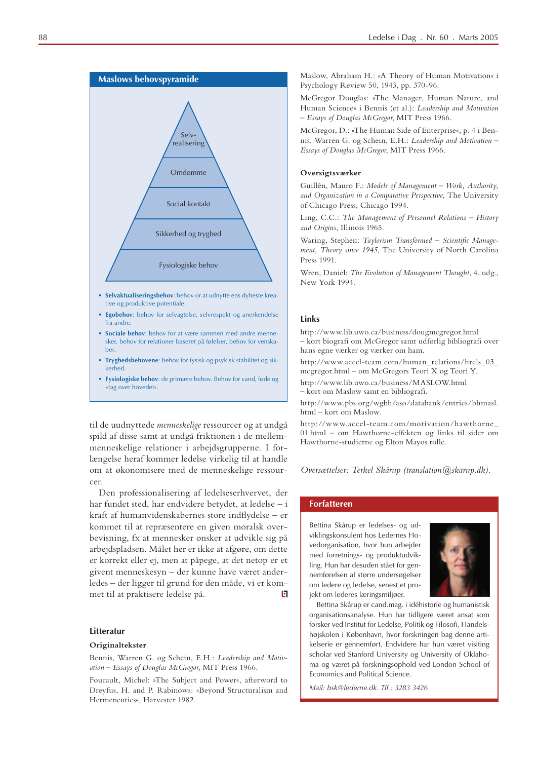## Maslows behovspyramide

Selv-realisering

Omdømme

Social kontakt

Sikkerhed og tryghed

Fysiologiske behov

- **Selvaktualiseringsbehov**: behov or at udnytte ens dybeste kreative og produktive potentiale.
- **Egobehov**: behov for selvagtelse, selvrespekt og anerkendelse fra andre.
- **Sociale behov**: behov for at være sammen med andre mennesker, behov for relationer baseret på følelser, behov for venskaber.
- **Tryghedsbehovene**: behov for fysisk og psykisk stabilitet og sikkerhed.
- **Fysiologiske behov**: de primære behov. Behov for vand, føde og »tag over hovedet«.

til de uudnyttede *menneskelige* ressourcer og at undgå spild af disse samt at undgå friktionen i de mellemmenneskelige relationer i arbejdsgrupperne. I forlængelse heraf kommer ledelse virkelig til at handle om at økonomisere med de menneskelige ressourcer.

Den professionalisering af ledelseserhvervet, der har fundet sted, har endvidere betydet, at ledelse – i kraft af humanvidenskabernes store indflydelse – er kommet til at repræsentere en given moralsk overbevisning, fx at mennesker ønsker at udvikle sig på arbejdspladsen. Målet her er ikke at afgøre, om dette er korrekt eller ej, men at påpege, at det netop er et givent menneskesyn – der kunne have været anderledes – der ligger til grund for den måde, vi er kommet til at praktisere ledelse på.

### Litteratur

**Originaltekster**

Bennis, Warren G. og Schein, E.H.: *Leadership and Motivation – Essays of Douglas McGregor*, MIT Press 1966.

Foucault, Michel: »The Subject and Power«, afterword to Dreyfus, H. and P. Rabinows: »Beyond Structuralism and Hermeneutics«, Harvester 1982.

Maslow, Abraham H.: »A Theory of Human Motivation« i Psychology Review 50, 1943, pp. 370-96.

McGregor Douglas: »The Manager, Human Nature, and Human Science« i Bennis (et al.): *Leadership and Motivation – Essays of Douglas McGregor*, MIT Press 1966.

McGregor, D.: »The Human Side of Enterprise«, p. 4 i Bennis, Warren G. og Schein, E.H.: *Leadership and Motivation – Essays of Douglas McGregor*, MIT Press 1966.

**Oversigtsværker**

Guillén, Mauro F.: *Models of Management – Work, Authority, and Organization in a Comparative Perspective*, The University of Chicago Press, Chicago 1994.

Ling, C.C.: *The Management of Personnel Relations – History and Origins*, Illinois 1965.

Waring, Stephen: *Taylorism Transformed – Scientific Management, Theory since 1945*, The University of North Carolina Press 1991.

Wren, Daniel: *The Evolution of Management Thought*, 4. udg., New York 1994.

### Links

http://www.lib.uwo.ca/business/dougmcgregor.html – kort biografi om McGregor samt udførlig bibliografi over hans egne værker og værker om ham.

http://www.accel-team.com/human_relations/hrels_03_mcgregor.html – om McGregors Teori X og Teori Y.

http://www.lib.uwo.ca/business/MASLOW.html – kort om Maslow samt en bibliografi.

http://www.pbs.org/wgbh/aso/databank/entries/bhmasl.html – kort om Maslow.

http://www.accel-team.com/motivation/hawthorne_01.html – om Hawthorne-effekten og links til sider om Hawthorne-studierne og Elton Mayos rolle.

*Oversættelser: Terkel Skårup (translation@skarup.dk).*

## Forfatteren

Bettina Skårup er ledelses- og udviklingskonsulent hos Ledernes Hovedorganisation, hvor hun arbejder med forretnings- og produktudvikling. Hun har desuden stået for gennemførelsen af større undersøgelser om ledere og ledelse, senest et projekt om lederes læringsmiljøer.

Bettina Skårup er cand.mag. i idéhistorie og humanistisk organisationsanalyse. Hun har tidligere været ansat som forsker ved Institut for Ledelse, Politik og Filosofi, Handelshøjskolen i København, hvor forskningen bag denne artikelserie er gennemført. Endvidere har hun været visiting scholar ved Stanford University og University of Oklahoma og været på forskningsophold ved London School of Economics and Political Science.

*Mail: bsk@lederne.dk. Tlf.: 3283 3426*